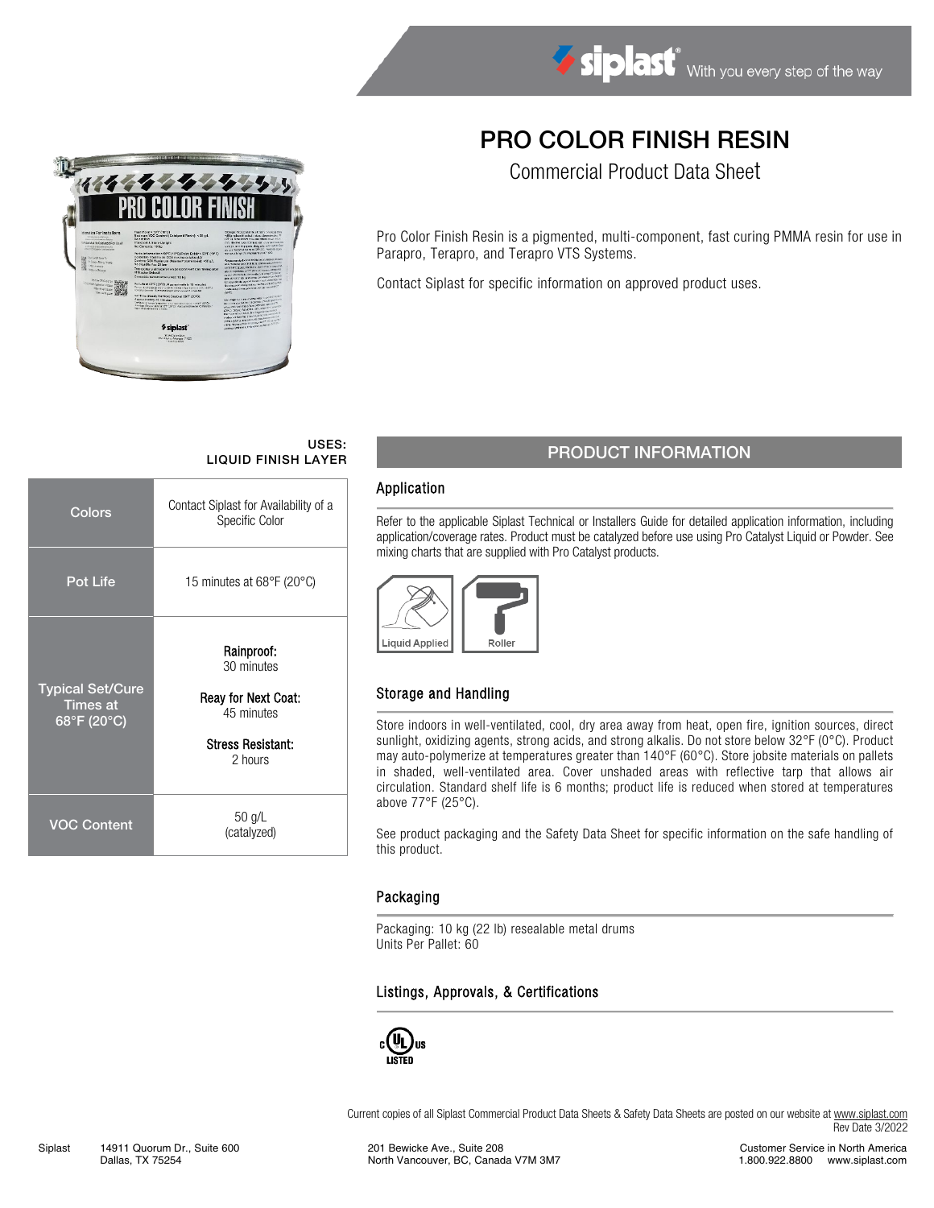# PRO COLOR FINISH RESIN

## Commercial Product Data Sheet

Pro Color Finish Resin is a pigmented, multi-component, fast curing PMMA resin for use in Parapro, Terapro, and Terapro VTS Systems.

Contact Siplast for specific information on approved product uses.

**USES:**
**LIQUID FINISH LAYER**

| | |
|---|---|
| Colors | Contact Siplast for Availability of a Specific Color |
| Pot Life | 15 minutes at 68°F (20°C) |
| Typical Set/Cure Times at 68°F (20°C) | **Rainproof:** 30 minutes<br>**Reay for Next Coat:** 45 minutes<br>**Stress Resistant:** 2 hours |
| VOC Content | 50 g/L (catalyzed) |

## PRODUCT INFORMATION

### Application

Refer to the applicable Siplast Technical or Installers Guide for detailed application information, including application/coverage rates. Product must be catalyzed before use using Pro Catalyst Liquid or Powder. See mixing charts that are supplied with Pro Catalyst products.

Liquid Applied Roller

### Storage and Handling

Store indoors in well-ventilated, cool, dry area away from heat, open fire, ignition sources, direct sunlight, oxidizing agents, strong acids, and strong alkalis. Do not store below 32°F (0°C). Product may auto-polymerize at temperatures greater than 140°F (60°C). Store jobsite materials on pallets in shaded, well-ventilated area. Cover unshaded areas with reflective tarp that allows air circulation. Standard shelf life is 6 months; product life is reduced when stored at temperatures above 77°F (25°C).

See product packaging and the Safety Data Sheet for specific information on the safe handling of this product.

### Packaging

Packaging: 10 kg (22 lb) resealable metal drums
Units Per Pallet: 60

### Listings, Approvals, & Certifications

c UL us LISTED

Current copies of all Siplast Commercial Product Data Sheets & Safety Data Sheets are posted on our website at www.siplast.com
Rev Date 3/2022

Siplast 14911 Quorum Dr., Suite 600 Dallas, TX 75254 | 201 Bewicke Ave., Suite 208 North Vancouver, BC, Canada V7M 3M7 | Customer Service in North America 1.800.922.8800 www.siplast.com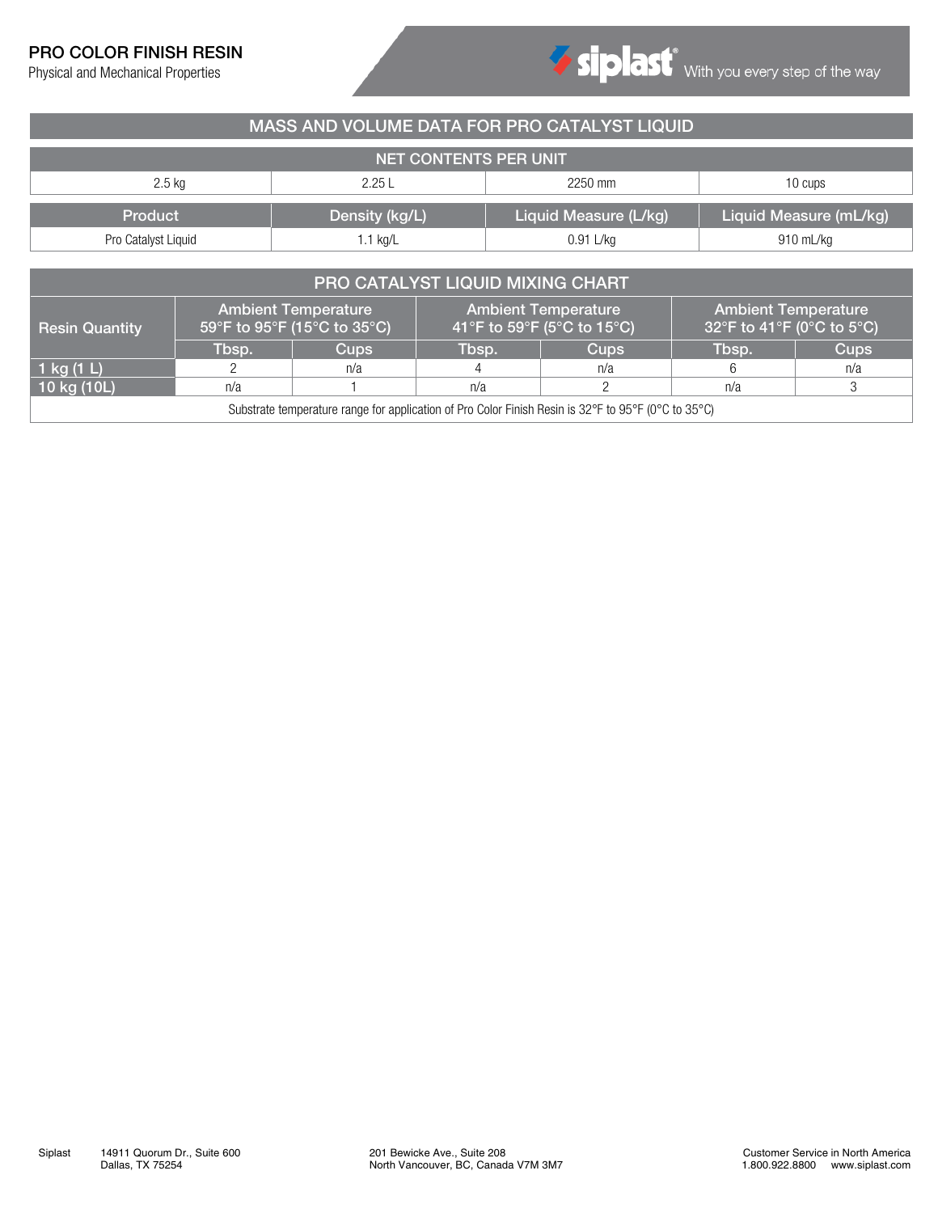# PRO COLOR FINISH RESIN

Physical and Mechanical Properties

## MASS AND VOLUME DATA FOR PRO CATALYST LIQUID

| NET CONTENTS PER UNIT | | | |
|---|---|---|---|
| 2.5 kg | 2.25 L | 2250 mm | 10 cups |
| **Product** | **Density (kg/L)** | **Liquid Measure (L/kg)** | **Liquid Measure (mL/kg)** |
| Pro Catalyst Liquid | 1.1 kg/L | 0.91 L/kg | 910 mL/kg |

## PRO CATALYST LIQUID MIXING CHART

| Resin Quantity | Ambient Temperature 59°F to 95°F (15°C to 35°C) | | Ambient Temperature 41°F to 59°F (5°C to 15°C) | | Ambient Temperature 32°F to 41°F (0°C to 5°C) | |
|---|---|---|---|---|---|---|
| | Tbsp. | Cups | Tbsp. | Cups | Tbsp. | Cups |
| 1 kg (1 L) | 2 | n/a | 4 | n/a | 6 | n/a |
| 10 kg (10L) | n/a | 1 | n/a | 2 | n/a | 3 |

Substrate temperature range for application of Pro Color Finish Resin is 32°F to 95°F (0°C to 35°C)

Siplast 14911 Quorum Dr., Suite 600, Dallas, TX 75254

201 Bewicke Ave., Suite 208, North Vancouver, BC, Canada V7M 3M7

Customer Service in North America 1.800.922.8800 www.siplast.com